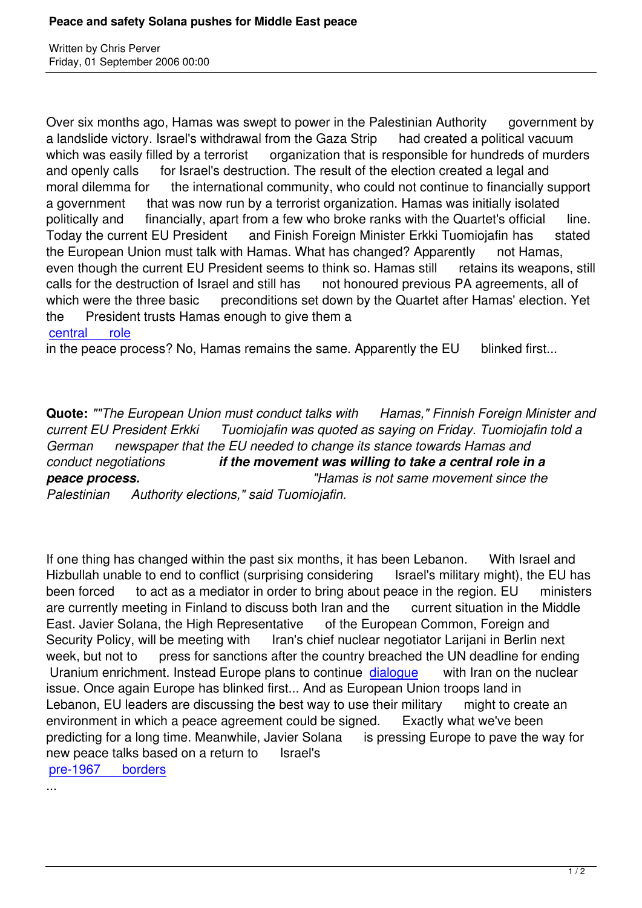# Peace and safety Solana pushes for Middle East peace

Written by Chris Perver
Friday, 01 September 2006 00:00

Over six months ago, Hamas was swept to power in the Palestinian Authority government by a landslide victory. Israel's withdrawal from the Gaza Strip had created a political vacuum which was easily filled by a terrorist organization that is responsible for hundreds of murders and openly calls for Israel's destruction. The result of the election created a legal and moral dilemma for the international community, who could not continue to financially support a government that was now run by a terrorist organization. Hamas was initially isolated politically and financially, apart from a few who broke ranks with the Quartet's official line. Today the current EU President and Finish Foreign Minister Erkki Tuomiojafin has stated the European Union must talk with Hamas. What has changed? Apparently not Hamas, even though the current EU President seems to think so. Hamas still retains its weapons, still calls for the destruction of Israel and still has not honoured previous PA agreements, all of which were the three basic preconditions set down by the Quartet after Hamas' election. Yet the President trusts Hamas enough to give them a central role in the peace process? No, Hamas remains the same. Apparently the EU blinked first...

**Quote:** *""The European Union must conduct talks with Hamas," Finnish Foreign Minister and current EU President Erkki Tuomiojafin was quoted as saying on Friday. Tuomiojafin told a German newspaper that the EU needed to change its stance towards Hamas and conduct negotiations* ***if the movement was willing to take a central role in a peace process.*** *"Hamas is not same movement since the Palestinian Authority elections," said Tuomiojafin.*

If one thing has changed within the past six months, it has been Lebanon. With Israel and Hizbullah unable to end to conflict (surprising considering Israel's military might), the EU has been forced to act as a mediator in order to bring about peace in the region. EU ministers are currently meeting in Finland to discuss both Iran and the current situation in the Middle East. Javier Solana, the High Representative of the European Common, Foreign and Security Policy, will be meeting with Iran's chief nuclear negotiator Larijani in Berlin next week, but not to press for sanctions after the country breached the UN deadline for ending Uranium enrichment. Instead Europe plans to continue dialogue with Iran on the nuclear issue. Once again Europe has blinked first... And as European Union troops land in Lebanon, EU leaders are discussing the best way to use their military might to create an environment in which a peace agreement could be signed. Exactly what we've been predicting for a long time. Meanwhile, Javier Solana is pressing Europe to pave the way for new peace talks based on a return to Israel's pre-1967 borders ...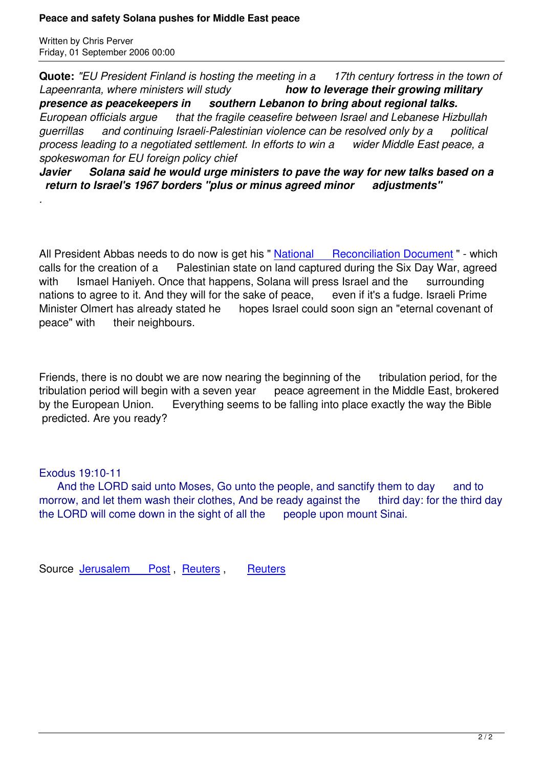**Quote:** *"EU President Finland is hosting the meeting in a 17th century fortress in the town of Lapeenranta, where ministers will study* ***how to leverage their growing military presence as peacekeepers in southern Lebanon to bring about regional talks.*** *European officials argue that the fragile ceasefire between Israel and Lebanese Hizbullah guerrillas and continuing Israeli-Palestinian violence can be resolved only by a political process leading to a negotiated settlement. In efforts to win a wider Middle East peace, a spokeswoman for EU foreign policy chief* ***Javier Solana said he would urge ministers to pave the way for new talks based on a return to Israel's 1967 borders "plus or minus agreed minor adjustments"***

.

All President Abbas needs to do now is get his " National Reconciliation Document " - which calls for the creation of a Palestinian state on land captured during the Six Day War, agreed with Ismael Haniyeh. Once that happens, Solana will press Israel and the surrounding nations to agree to it. And they will for the sake of peace, even if it's a fudge. Israeli Prime Minister Olmert has already stated he hopes Israel could soon sign an "eternal covenant of peace" with their neighbours.

Friends, there is no doubt we are now nearing the beginning of the tribulation period, for the tribulation period will begin with a seven year peace agreement in the Middle East, brokered by the European Union. Everything seems to be falling into place exactly the way the Bible predicted. Are you ready?

Exodus 19:10-11
And the LORD said unto Moses, Go unto the people, and sanctify them to day and to morrow, and let them wash their clothes, And be ready against the third day: for the third day the LORD will come down in the sight of all the people upon mount Sinai.

Source Jerusalem Post , Reuters , Reuters